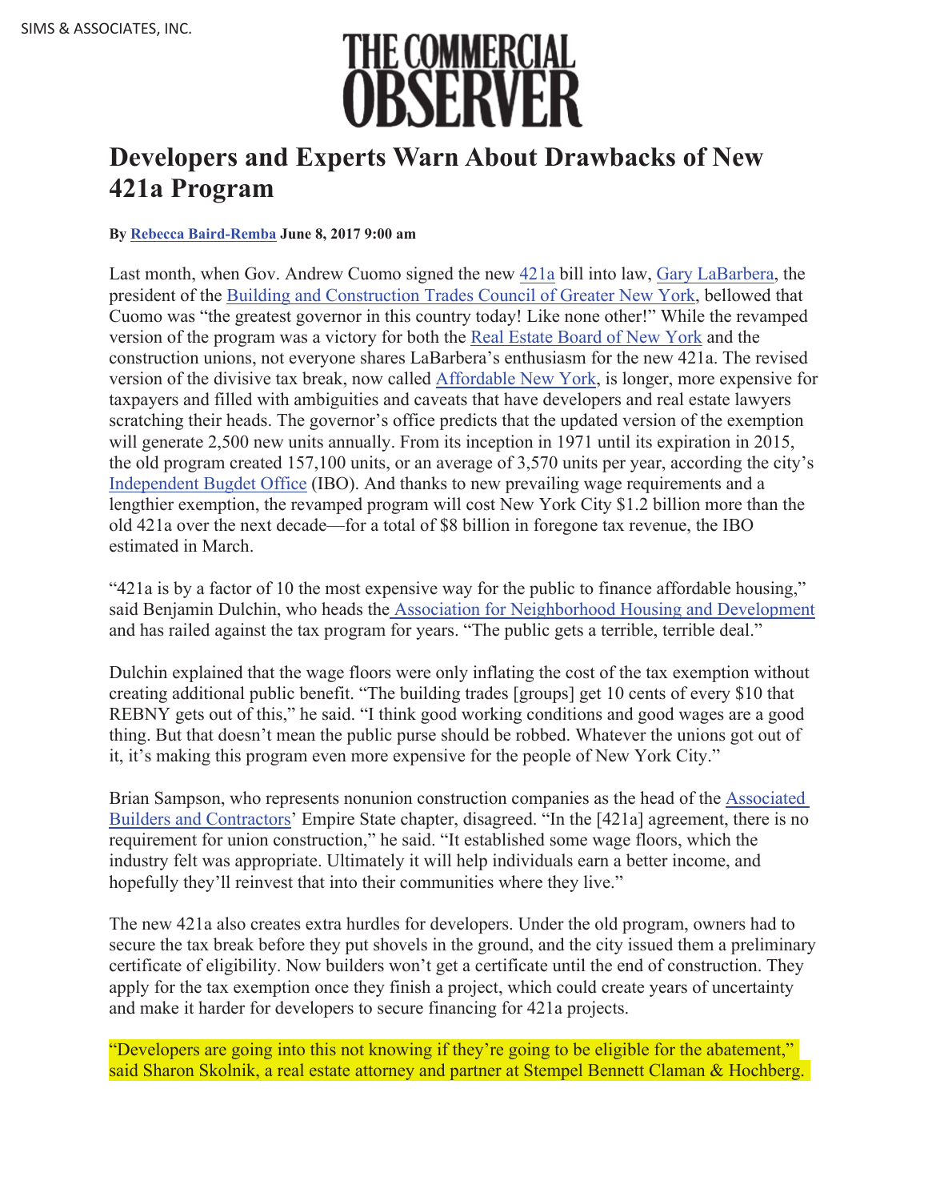SIMS & ASSOCIATES, INC.

THE COMMERCIAL OBSERVER

# Developers and Experts Warn About Drawbacks of New 421a Program

**By Rebecca Baird-Remba June 8, 2017 9:00 am**

Last month, when Gov. Andrew Cuomo signed the new 421a bill into law, Gary LaBarbera, the president of the Building and Construction Trades Council of Greater New York, bellowed that Cuomo was "the greatest governor in this country today! Like none other!" While the revamped version of the program was a victory for both the Real Estate Board of New York and the construction unions, not everyone shares LaBarbera's enthusiasm for the new 421a. The revised version of the divisive tax break, now called Affordable New York, is longer, more expensive for taxpayers and filled with ambiguities and caveats that have developers and real estate lawyers scratching their heads. The governor's office predicts that the updated version of the exemption will generate 2,500 new units annually. From its inception in 1971 until its expiration in 2015, the old program created 157,100 units, or an average of 3,570 units per year, according the city's Independent Bugdet Office (IBO). And thanks to new prevailing wage requirements and a lengthier exemption, the revamped program will cost New York City $1.2 billion more than the old 421a over the next decade—for a total of $8 billion in foregone tax revenue, the IBO estimated in March.

"421a is by a factor of 10 the most expensive way for the public to finance affordable housing," said Benjamin Dulchin, who heads the Association for Neighborhood Housing and Development and has railed against the tax program for years. "The public gets a terrible, terrible deal."

Dulchin explained that the wage floors were only inflating the cost of the tax exemption without creating additional public benefit. "The building trades [groups] get 10 cents of every $10 that REBNY gets out of this," he said. "I think good working conditions and good wages are a good thing. But that doesn't mean the public purse should be robbed. Whatever the unions got out of it, it's making this program even more expensive for the people of New York City."

Brian Sampson, who represents nonunion construction companies as the head of the Associated Builders and Contractors' Empire State chapter, disagreed. "In the [421a] agreement, there is no requirement for union construction," he said. "It established some wage floors, which the industry felt was appropriate. Ultimately it will help individuals earn a better income, and hopefully they'll reinvest that into their communities where they live."

The new 421a also creates extra hurdles for developers. Under the old program, owners had to secure the tax break before they put shovels in the ground, and the city issued them a preliminary certificate of eligibility. Now builders won't get a certificate until the end of construction. They apply for the tax exemption once they finish a project, which could create years of uncertainty and make it harder for developers to secure financing for 421a projects.

"Developers are going into this not knowing if they're going to be eligible for the abatement," said Sharon Skolnik, a real estate attorney and partner at Stempel Bennett Claman & Hochberg.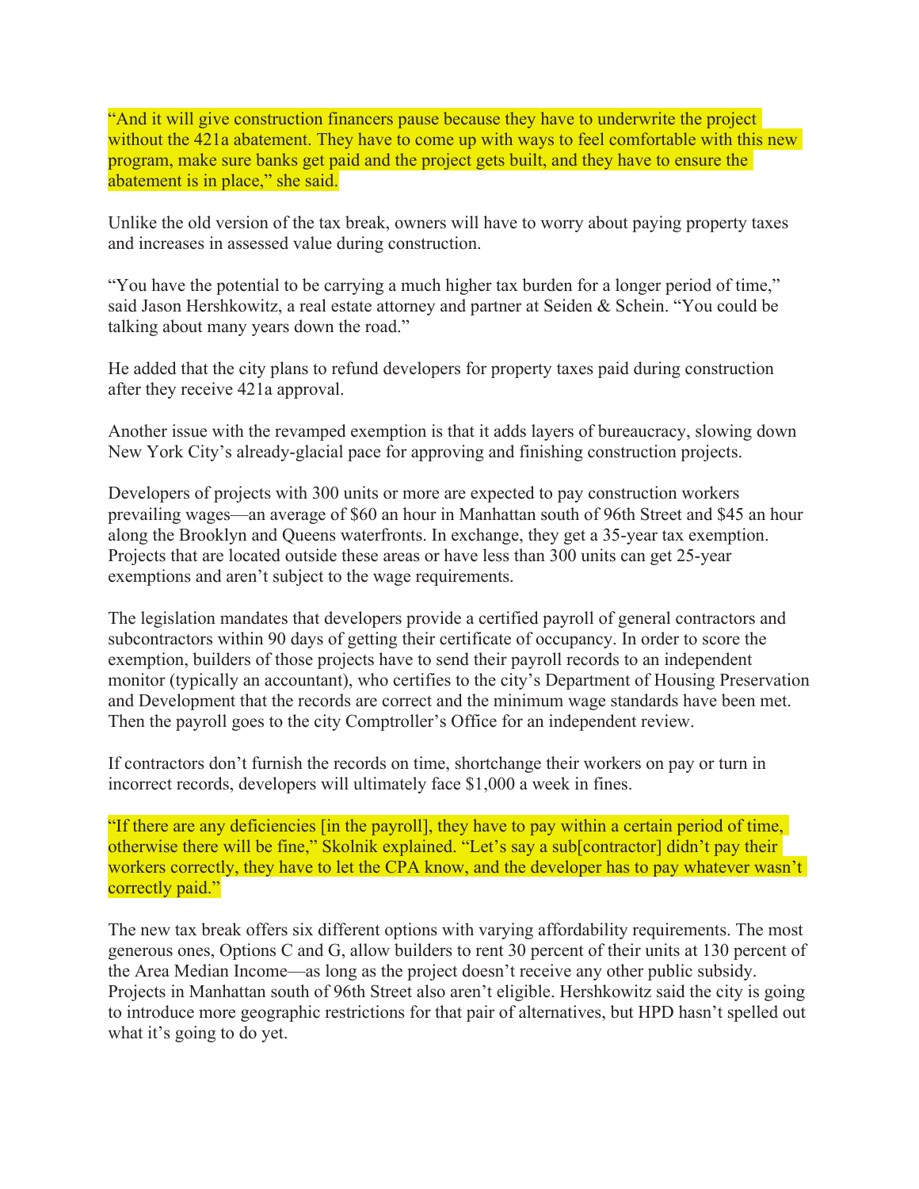"And it will give construction financers pause because they have to underwrite the project without the 421a abatement. They have to come up with ways to feel comfortable with this new program, make sure banks get paid and the project gets built, and they have to ensure the abatement is in place," she said.

Unlike the old version of the tax break, owners will have to worry about paying property taxes and increases in assessed value during construction.

"You have the potential to be carrying a much higher tax burden for a longer period of time," said Jason Hershkowitz, a real estate attorney and partner at Seiden & Schein. "You could be talking about many years down the road."

He added that the city plans to refund developers for property taxes paid during construction after they receive 421a approval.

Another issue with the revamped exemption is that it adds layers of bureaucracy, slowing down New York City's already-glacial pace for approving and finishing construction projects.

Developers of projects with 300 units or more are expected to pay construction workers prevailing wages—an average of $60 an hour in Manhattan south of 96th Street and $45 an hour along the Brooklyn and Queens waterfronts. In exchange, they get a 35-year tax exemption. Projects that are located outside these areas or have less than 300 units can get 25-year exemptions and aren't subject to the wage requirements.

The legislation mandates that developers provide a certified payroll of general contractors and subcontractors within 90 days of getting their certificate of occupancy. In order to score the exemption, builders of those projects have to send their payroll records to an independent monitor (typically an accountant), who certifies to the city's Department of Housing Preservation and Development that the records are correct and the minimum wage standards have been met. Then the payroll goes to the city Comptroller's Office for an independent review.

If contractors don't furnish the records on time, shortchange their workers on pay or turn in incorrect records, developers will ultimately face $1,000 a week in fines.

"If there are any deficiencies [in the payroll], they have to pay within a certain period of time, otherwise there will be fine," Skolnik explained. "Let's say a sub[contractor] didn't pay their workers correctly, they have to let the CPA know, and the developer has to pay whatever wasn't correctly paid."

The new tax break offers six different options with varying affordability requirements. The most generous ones, Options C and G, allow builders to rent 30 percent of their units at 130 percent of the Area Median Income—as long as the project doesn't receive any other public subsidy. Projects in Manhattan south of 96th Street also aren't eligible. Hershkowitz said the city is going to introduce more geographic restrictions for that pair of alternatives, but HPD hasn't spelled out what it's going to do yet.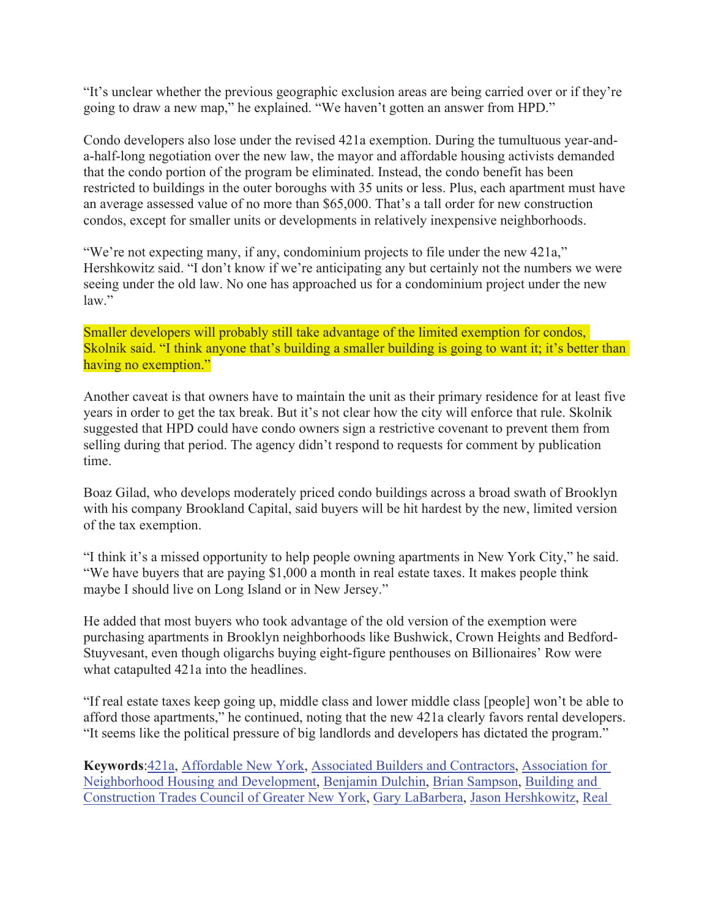"It's unclear whether the previous geographic exclusion areas are being carried over or if they're going to draw a new map," he explained. "We haven't gotten an answer from HPD."

Condo developers also lose under the revised 421a exemption. During the tumultuous year-and-a-half-long negotiation over the new law, the mayor and affordable housing activists demanded that the condo portion of the program be eliminated. Instead, the condo benefit has been restricted to buildings in the outer boroughs with 35 units or less. Plus, each apartment must have an average assessed value of no more than $65,000. That's a tall order for new construction condos, except for smaller units or developments in relatively inexpensive neighborhoods.

"We're not expecting many, if any, condominium projects to file under the new 421a," Hershkowitz said. "I don't know if we're anticipating any but certainly not the numbers we were seeing under the old law. No one has approached us for a condominium project under the new law."

Smaller developers will probably still take advantage of the limited exemption for condos, Skolnik said. "I think anyone that's building a smaller building is going to want it; it's better than having no exemption."

Another caveat is that owners have to maintain the unit as their primary residence for at least five years in order to get the tax break. But it's not clear how the city will enforce that rule. Skolnik suggested that HPD could have condo owners sign a restrictive covenant to prevent them from selling during that period. The agency didn't respond to requests for comment by publication time.

Boaz Gilad, who develops moderately priced condo buildings across a broad swath of Brooklyn with his company Brookland Capital, said buyers will be hit hardest by the new, limited version of the tax exemption.

"I think it's a missed opportunity to help people owning apartments in New York City," he said. "We have buyers that are paying $1,000 a month in real estate taxes. It makes people think maybe I should live on Long Island or in New Jersey."

He added that most buyers who took advantage of the old version of the exemption were purchasing apartments in Brooklyn neighborhoods like Bushwick, Crown Heights and Bedford-Stuyvesant, even though oligarchs buying eight-figure penthouses on Billionaires' Row were what catapulted 421a into the headlines.

"If real estate taxes keep going up, middle class and lower middle class [people] won't be able to afford those apartments," he continued, noting that the new 421a clearly favors rental developers. "It seems like the political pressure of big landlords and developers has dictated the program."

**Keywords**:421a, Affordable New York, Associated Builders and Contractors, Association for Neighborhood Housing and Development, Benjamin Dulchin, Brian Sampson, Building and Construction Trades Council of Greater New York, Gary LaBarbera, Jason Hershkowitz, Real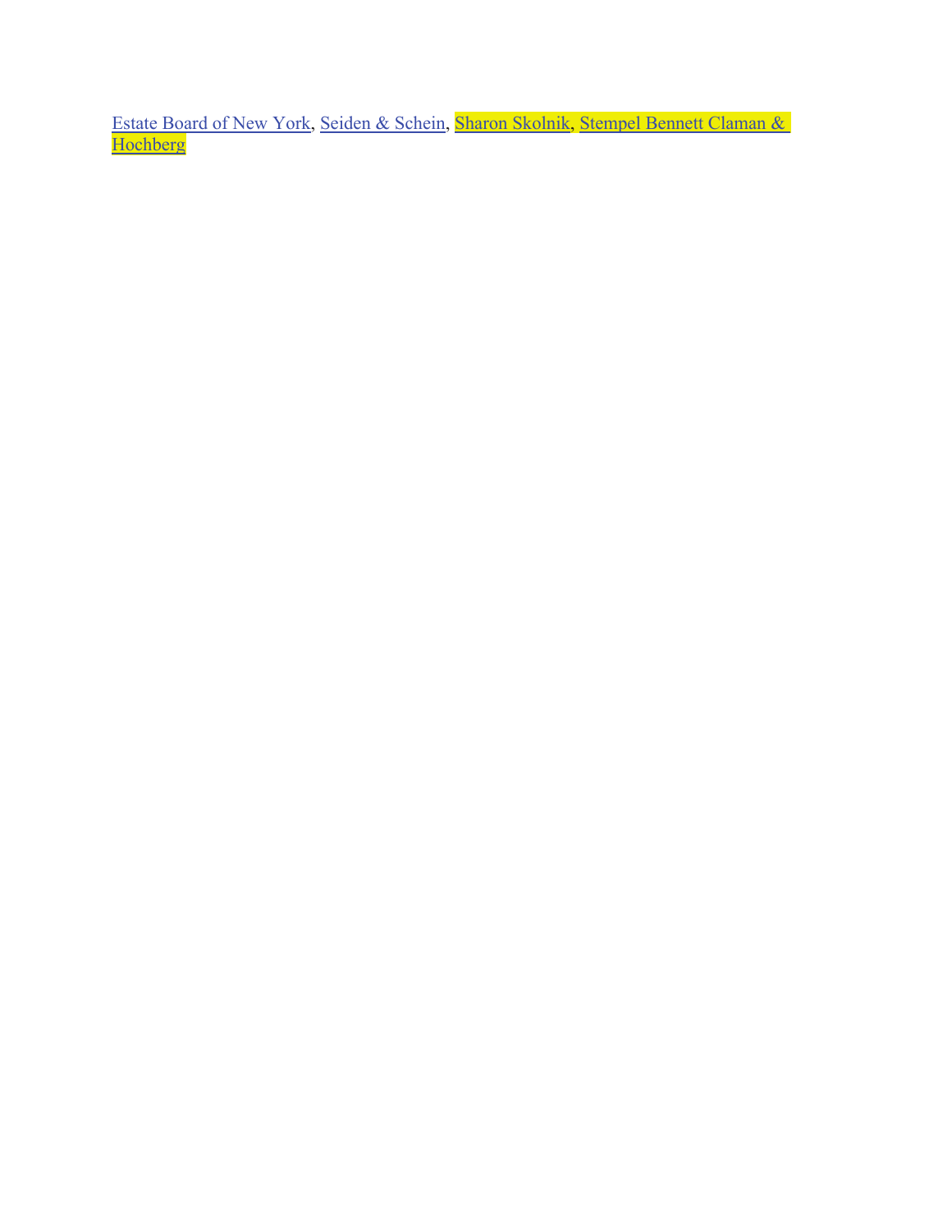Estate Board of New York, Seiden & Schein, Sharon Skolnik, Stempel Bennett Claman & Hochberg